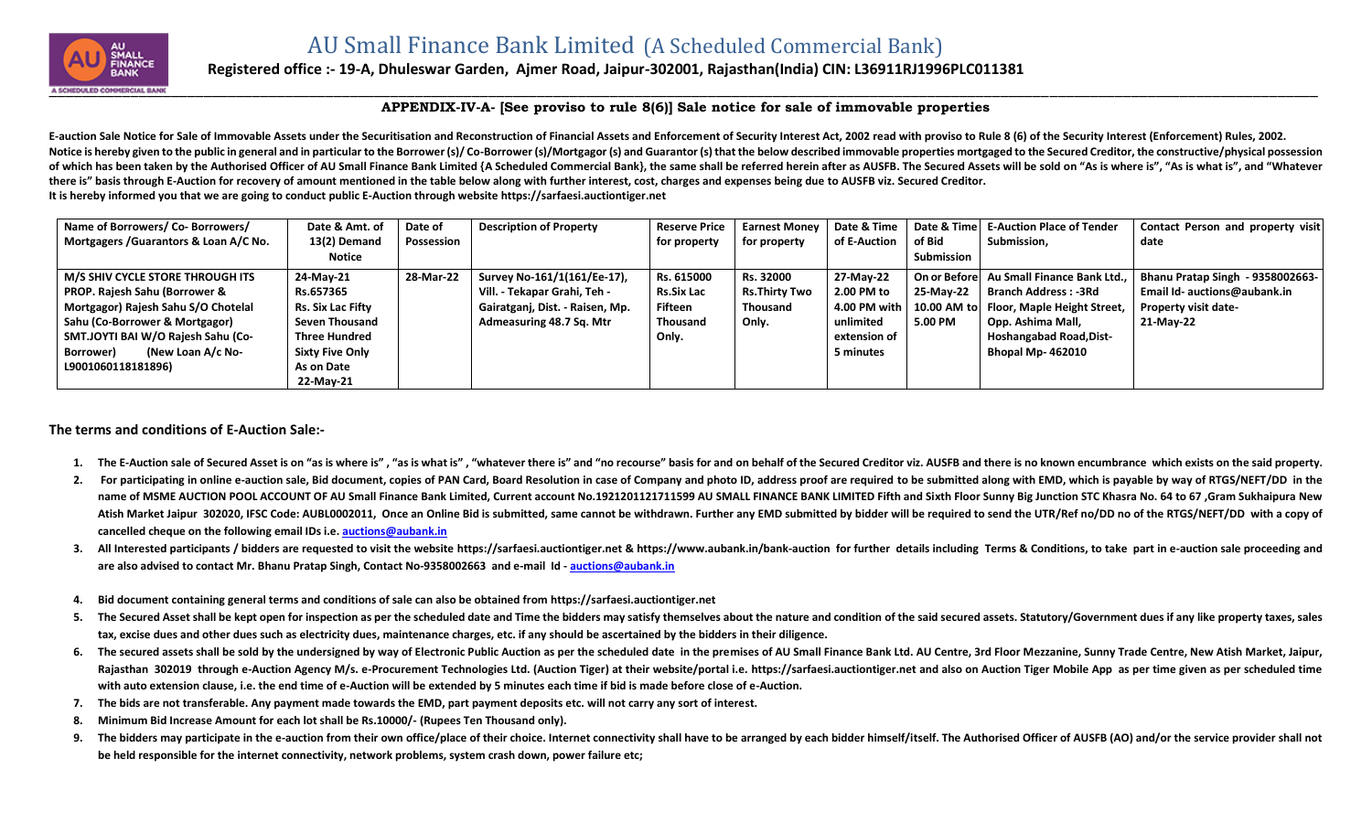# AU Small Finance Bank Limited (A Scheduled Commercial Bank)

**Registered office :- 19-A, Dhuleswar Garden, Ajmer Road, Jaipur-302001, Rajasthan(India) CIN: L36911RJ1996PLC011381**

## APPENDIX-IV-A- [See proviso to rule 8(6)] Sale notice for sale of immovable properties

**E-auction Sale Notice for Sale of Immovable Assets under the Securitisation and Reconstruction of Financial Assets and Enforcement of Security Interest Act, 2002 read with proviso to Rule 8 (6) of the Security Interest (Enforcement) Rules, 2002.**
**Notice is hereby given to the public in general and in particular to the Borrower (s)/ Co-Borrower (s)/Mortgagor (s) and Guarantor (s) that the below described immovable properties mortgaged to the Secured Creditor, the constructive/physical possession of which has been taken by the Authorised Officer of AU Small Finance Bank Limited {A Scheduled Commercial Bank}, the same shall be referred herein after as AUSFB. The Secured Assets will be sold on "As is where is", "As is what is", and "Whatever there is" basis through E-Auction for recovery of amount mentioned in the table below along with further interest, cost, charges and expenses being due to AUSFB viz. Secured Creditor.**
**It is hereby informed you that we are going to conduct public E-Auction through website https://sarfaesi.auctiontiger.net**

| Name of Borrowers/ Co- Borrowers/ Mortgagers /Guarantors & Loan A/C No. | Date & Amt. of 13(2) Demand Notice | Date of Possession | Description of Property | Reserve Price for property | Earnest Money for property | Date & Time of E-Auction | Date & Time of Bid Submission | E-Auction Place of Tender Submission, | Contact Person and property visit date |
|---|---|---|---|---|---|---|---|---|---|
| **M/S SHIV CYCLE STORE THROUGH ITS PROP. Rajesh Sahu (Borrower & Mortgagor) Rajesh Sahu S/O Chotelal Sahu (Co-Borrower & Mortgagor) SMT.JOYTI BAI W/O Rajesh Sahu (Co-Borrower) (New Loan A/c No- L9001060118181896)** | **24-May-21 Rs.657365 Rs. Six Lac Fifty Seven Thousand Three Hundred Sixty Five Only As on Date 22-May-21** | **28-Mar-22** | **Survey No-161/1(161/Ee-17), Vill. - Tekapar Grahi, Teh - Gairatganj, Dist. - Raisen, Mp. Admeasuring 48.7 Sq. Mtr** | **Rs. 615000 Rs.Six Lac Fifteen Thousand Only.** | **Rs. 32000 Rs.Thirty Two Thousand Only.** | **27-May-22 2.00 PM to 4.00 PM with unlimited extension of 5 minutes** | **On or Before 25-May-22 10.00 AM to 5.00 PM** | **Au Small Finance Bank Ltd., Branch Address : -3Rd Floor, Maple Height Street, Opp. Ashima Mall, Hoshangabad Road,Dist-Bhopal Mp- 462010** | **Bhanu Pratap Singh - 9358002663- Email Id- auctions@aubank.in Property visit date- 21-May-22** |

### The terms and conditions of E-Auction Sale:-

1. **The E-Auction sale of Secured Asset is on "as is where is" , "as is what is" , "whatever there is" and "no recourse" basis for and on behalf of the Secured Creditor viz. AUSFB and there is no known encumbrance which exists on the said property.**
2. **For participating in online e-auction sale, Bid document, copies of PAN Card, Board Resolution in case of Company and photo ID, address proof are required to be submitted along with EMD, which is payable by way of RTGS/NEFT/DD in the name of MSME AUCTION POOL ACCOUNT OF AU Small Finance Bank Limited, Current account No.1921201121711599 AU SMALL FINANCE BANK LIMITED Fifth and Sixth Floor Sunny Big Junction STC Khasra No. 64 to 67 ,Gram Sukhaipura New Atish Market Jaipur 302020, IFSC Code: AUBL0002011, Once an Online Bid is submitted, same cannot be withdrawn. Further any EMD submitted by bidder will be required to send the UTR/Ref no/DD no of the RTGS/NEFT/DD with a copy of cancelled cheque on the following email IDs i.e. auctions@aubank.in**
3. **All Interested participants / bidders are requested to visit the website https://sarfaesi.auctiontiger.net & https://www.aubank.in/bank-auction for further details including Terms & Conditions, to take part in e-auction sale proceeding and are also advised to contact Mr. Bhanu Pratap Singh, Contact No-9358002663 and e-mail Id - auctions@aubank.in**
4. **Bid document containing general terms and conditions of sale can also be obtained from https://sarfaesi.auctiontiger.net**
5. **The Secured Asset shall be kept open for inspection as per the scheduled date and Time the bidders may satisfy themselves about the nature and condition of the said secured assets. Statutory/Government dues if any like property taxes, sales tax, excise dues and other dues such as electricity dues, maintenance charges, etc. if any should be ascertained by the bidders in their diligence.**
6. **The secured assets shall be sold by the undersigned by way of Electronic Public Auction as per the scheduled date in the premises of AU Small Finance Bank Ltd. AU Centre, 3rd Floor Mezzanine, Sunny Trade Centre, New Atish Market, Jaipur, Rajasthan 302019 through e-Auction Agency M/s. e-Procurement Technologies Ltd. (Auction Tiger) at their website/portal i.e. https://sarfaesi.auctiontiger.net and also on Auction Tiger Mobile App as per time given as per scheduled time with auto extension clause, i.e. the end time of e-Auction will be extended by 5 minutes each time if bid is made before close of e-Auction.**
7. **The bids are not transferable. Any payment made towards the EMD, part payment deposits etc. will not carry any sort of interest.**
8. **Minimum Bid Increase Amount for each lot shall be Rs.10000/- (Rupees Ten Thousand only).**
9. **The bidders may participate in the e-auction from their own office/place of their choice. Internet connectivity shall have to be arranged by each bidder himself/itself. The Authorised Officer of AUSFB (AO) and/or the service provider shall not be held responsible for the internet connectivity, network problems, system crash down, power failure etc;**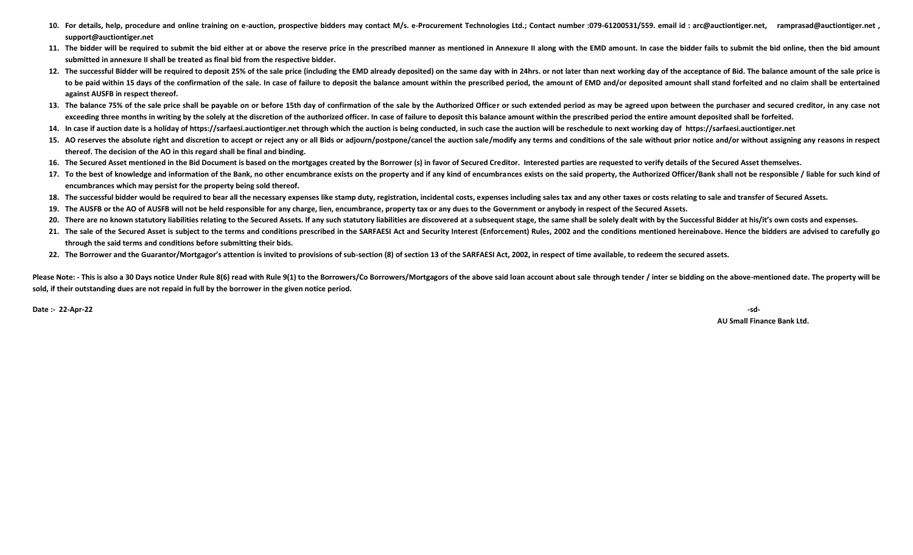10. **For details, help, procedure and online training on e-auction, prospective bidders may contact M/s. e-Procurement Technologies Ltd.; Contact number :079-61200531/559. email id : arc@auctiontiger.net, ramprasad@auctiontiger.net , support@auctiontiger.net**
11. **The bidder will be required to submit the bid either at or above the reserve price in the prescribed manner as mentioned in Annexure II along with the EMD amount. In case the bidder fails to submit the bid online, then the bid amount submitted in annexure II shall be treated as final bid from the respective bidder.**
12. **The successful Bidder will be required to deposit 25% of the sale price (including the EMD already deposited) on the same day with in 24hrs. or not later than next working day of the acceptance of Bid. The balance amount of the sale price is to be paid within 15 days of the confirmation of the sale. In case of failure to deposit the balance amount within the prescribed period, the amount of EMD and/or deposited amount shall stand forfeited and no claim shall be entertained against AUSFB in respect thereof.**
13. **The balance 75% of the sale price shall be payable on or before 15th day of confirmation of the sale by the Authorized Officer or such extended period as may be agreed upon between the purchaser and secured creditor, in any case not exceeding three months in writing by the solely at the discretion of the authorized officer. In case of failure to deposit this balance amount within the prescribed period the entire amount deposited shall be forfeited.**
14. **In case if auction date is a holiday of https://sarfaesi.auctiontiger.net through which the auction is being conducted, in such case the auction will be reschedule to next working day of https://sarfaesi.auctiontiger.net**
15. **AO reserves the absolute right and discretion to accept or reject any or all Bids or adjourn/postpone/cancel the auction sale/modify any terms and conditions of the sale without prior notice and/or without assigning any reasons in respect thereof. The decision of the AO in this regard shall be final and binding.**
16. **The Secured Asset mentioned in the Bid Document is based on the mortgages created by the Borrower (s) in favor of Secured Creditor. Interested parties are requested to verify details of the Secured Asset themselves.**
17. **To the best of knowledge and information of the Bank, no other encumbrance exists on the property and if any kind of encumbrances exists on the said property, the Authorized Officer/Bank shall not be responsible / liable for such kind of encumbrances which may persist for the property being sold thereof.**
18. **The successful bidder would be required to bear all the necessary expenses like stamp duty, registration, incidental costs, expenses including sales tax and any other taxes or costs relating to sale and transfer of Secured Assets.**
19. **The AUSFB or the AO of AUSFB will not be held responsible for any charge, lien, encumbrance, property tax or any dues to the Government or anybody in respect of the Secured Assets.**
20. **There are no known statutory liabilities relating to the Secured Assets. If any such statutory liabilities are discovered at a subsequent stage, the same shall be solely dealt with by the Successful Bidder at his/it's own costs and expenses.**
21. **The sale of the Secured Asset is subject to the terms and conditions prescribed in the SARFAESI Act and Security Interest (Enforcement) Rules, 2002 and the conditions mentioned hereinabove. Hence the bidders are advised to carefully go through the said terms and conditions before submitting their bids.**
22. **The Borrower and the Guarantor/Mortgagor's attention is invited to provisions of sub-section (8) of section 13 of the SARFAESI Act, 2002, in respect of time available, to redeem the secured assets.**

**Please Note: - This is also a 30 Days notice Under Rule 8(6) read with Rule 9(1) to the Borrowers/Co Borrowers/Mortgagors of the above said loan account about sale through tender / inter se bidding on the above-mentioned date. The property will be sold, if their outstanding dues are not repaid in full by the borrower in the given notice period.**

**Date :- 22-Apr-22**

**-sd-**

**AU Small Finance Bank Ltd.**